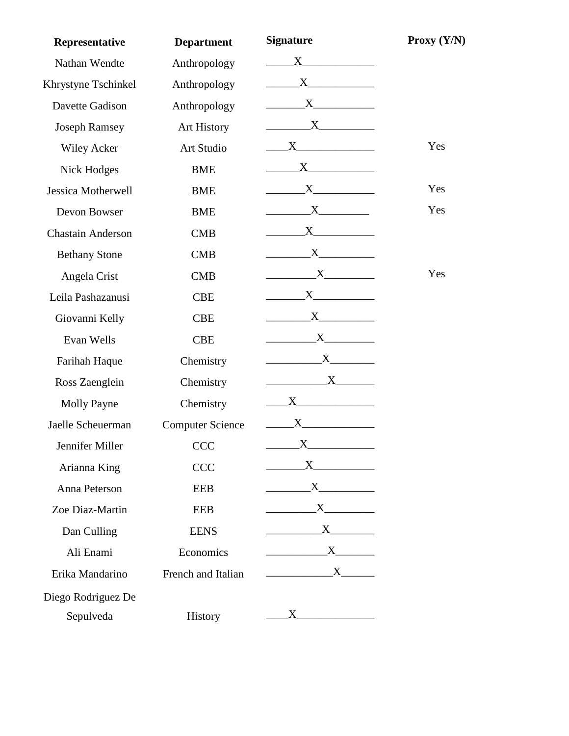| Representative | Department | Signature | Proxy (Y/N) |
|---|---|---|---|
| Nathan Wendte | Anthropology | X | |
| Khrystyne Tschinkel | Anthropology | X | |
| Davette Gadison | Anthropology | X | |
| Joseph Ramsey | Art History | X | |
| Wiley Acker | Art Studio | X | Yes |
| Nick Hodges | BME | X | |
| Jessica Motherwell | BME | X | Yes |
| Devon Bowser | BME | X | Yes |
| Chastain Anderson | CMB | X | |
| Bethany Stone | CMB | X | |
| Angela Crist | CMB | X | Yes |
| Leila Pashazanusi | CBE | X | |
| Giovanni Kelly | CBE | X | |
| Evan Wells | CBE | X | |
| Farihah Haque | Chemistry | X | |
| Ross Zaenglein | Chemistry | X | |
| Molly Payne | Chemistry | X | |
| Jaelle Scheuerman | Computer Science | X | |
| Jennifer Miller | CCC | X | |
| Arianna King | CCC | X | |
| Anna Peterson | EEB | X | |
| Zoe Diaz-Martin | EEB | X | |
| Dan Culling | EENS | X | |
| Ali Enami | Economics | X | |
| Erika Mandarino | French and Italian | X | |
| Diego Rodriguez De Sepulveda | History | X | |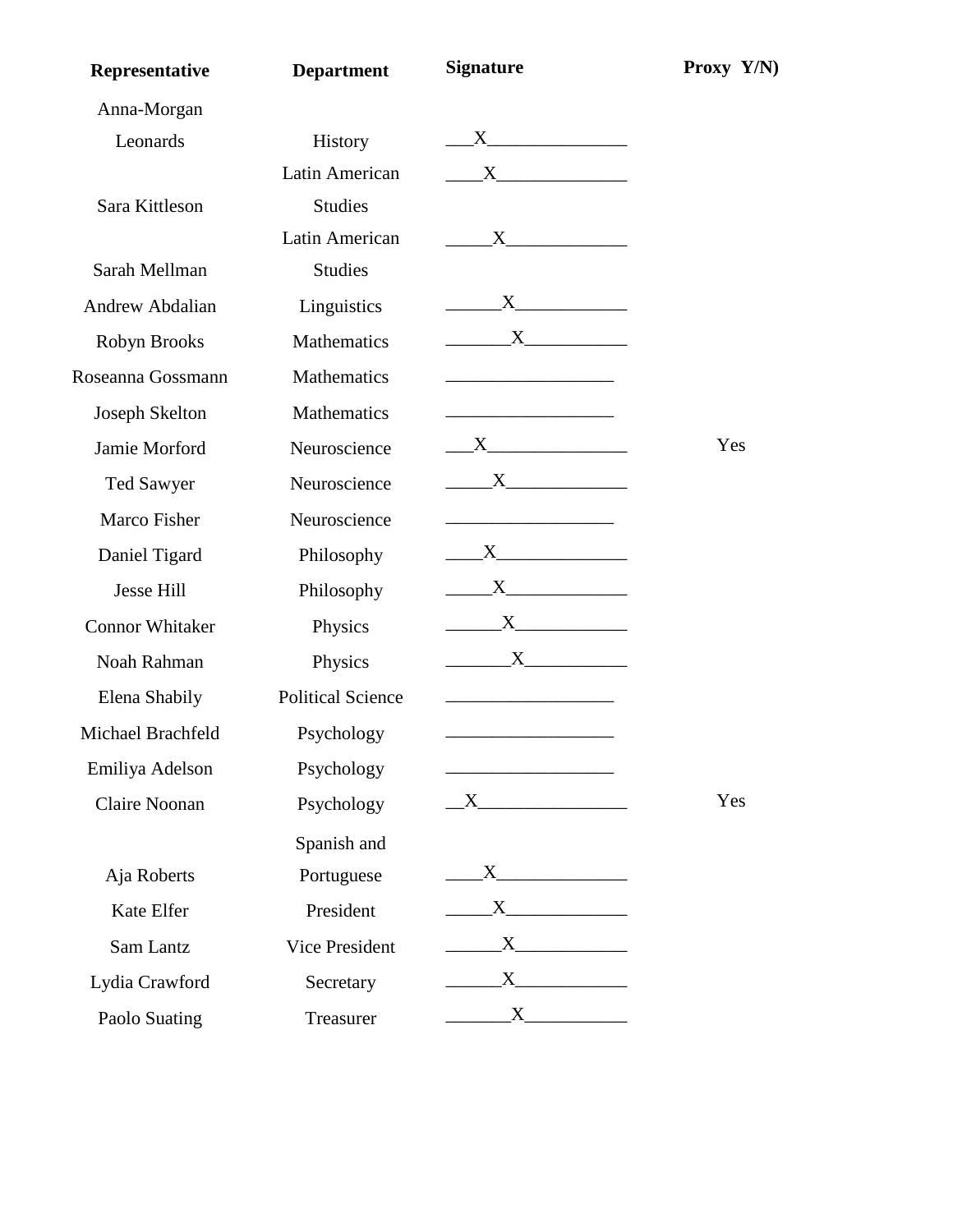| Representative | Department | Signature | Proxy Y/N) |
|---|---|---|---|
| Anna-Morgan Leonards | History | X | |
| Sara Kittleson | Latin American Studies | X | |
| Sarah Mellman | Latin American Studies | X | |
| Andrew Abdalian | Linguistics | X | |
| Robyn Brooks | Mathematics | X | |
| Roseanna Gossmann | Mathematics | | |
| Joseph Skelton | Mathematics | | |
| Jamie Morford | Neuroscience | X | Yes |
| Ted Sawyer | Neuroscience | X | |
| Marco Fisher | Neuroscience | | |
| Daniel Tigard | Philosophy | X | |
| Jesse Hill | Philosophy | X | |
| Connor Whitaker | Physics | X | |
| Noah Rahman | Physics | X | |
| Elena Shabily | Political Science | | |
| Michael Brachfeld | Psychology | | |
| Emiliya Adelson | Psychology | | |
| Claire Noonan | Psychology | X | Yes |
| Aja Roberts | Spanish and Portuguese | X | |
| Kate Elfer | President | X | |
| Sam Lantz | Vice President | X | |
| Lydia Crawford | Secretary | X | |
| Paolo Suating | Treasurer | X | |